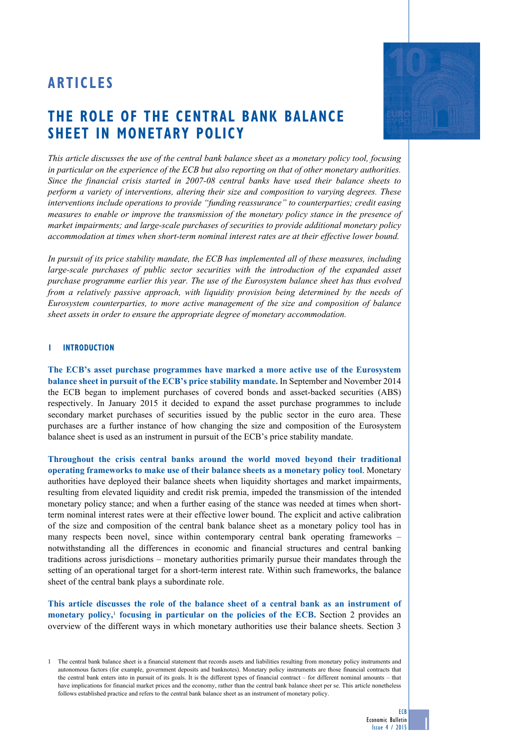# ARTICLES

## THE ROLE OF THE CENTRAL BANK BALANCE SHEET IN MONETARY POLICY

*This article discusses the use of the central bank balance sheet as a monetary policy tool, focusing in particular on the experience of the ECB but also reporting on that of other monetary authorities. Since the financial crisis started in 2007-08 central banks have used their balance sheets to perform a variety of interventions, altering their size and composition to varying degrees. These interventions include operations to provide "funding reassurance" to counterparties; credit easing measures to enable or improve the transmission of the monetary policy stance in the presence of market impairments; and large-scale purchases of securities to provide additional monetary policy accommodation at times when short-term nominal interest rates are at their effective lower bound.*

*In pursuit of its price stability mandate, the ECB has implemented all of these measures, including large-scale purchases of public sector securities with the introduction of the expanded asset purchase programme earlier this year. The use of the Eurosystem balance sheet has thus evolved from a relatively passive approach, with liquidity provision being determined by the needs of Eurosystem counterparties, to more active management of the size and composition of balance sheet assets in order to ensure the appropriate degree of monetary accommodation.*

### 1 INTRODUCTION

**The ECB's asset purchase programmes have marked a more active use of the Eurosystem balance sheet in pursuit of the ECB's price stability mandate.** In September and November 2014 the ECB began to implement purchases of covered bonds and asset-backed securities (ABS) respectively. In January 2015 it decided to expand the asset purchase programmes to include secondary market purchases of securities issued by the public sector in the euro area. These purchases are a further instance of how changing the size and composition of the Eurosystem balance sheet is used as an instrument in pursuit of the ECB's price stability mandate.

**Throughout the crisis central banks around the world moved beyond their traditional operating frameworks to make use of their balance sheets as a monetary policy tool**. Monetary authorities have deployed their balance sheets when liquidity shortages and market impairments, resulting from elevated liquidity and credit risk premia, impeded the transmission of the intended monetary policy stance; and when a further easing of the stance was needed at times when short-term nominal interest rates were at their effective lower bound. The explicit and active calibration of the size and composition of the central bank balance sheet as a monetary policy tool has in many respects been novel, since within contemporary central bank operating frameworks – notwithstanding all the differences in economic and financial structures and central banking traditions across jurisdictions – monetary authorities primarily pursue their mandates through the setting of an operational target for a short-term interest rate. Within such frameworks, the balance sheet of the central bank plays a subordinate role.

**This article discusses the role of the balance sheet of a central bank as an instrument of monetary policy,**[1] **focusing in particular on the policies of the ECB.** Section 2 provides an overview of the different ways in which monetary authorities use their balance sheets. Section 3

1 The central bank balance sheet is a financial statement that records assets and liabilities resulting from monetary policy instruments and autonomous factors (for example, government deposits and banknotes). Monetary policy instruments are those financial contracts that the central bank enters into in pursuit of its goals. It is the different types of financial contract – for different nominal amounts – that have implications for financial market prices and the economy, rather than the central bank balance sheet per se. This article nonetheless follows established practice and refers to the central bank balance sheet as an instrument of monetary policy.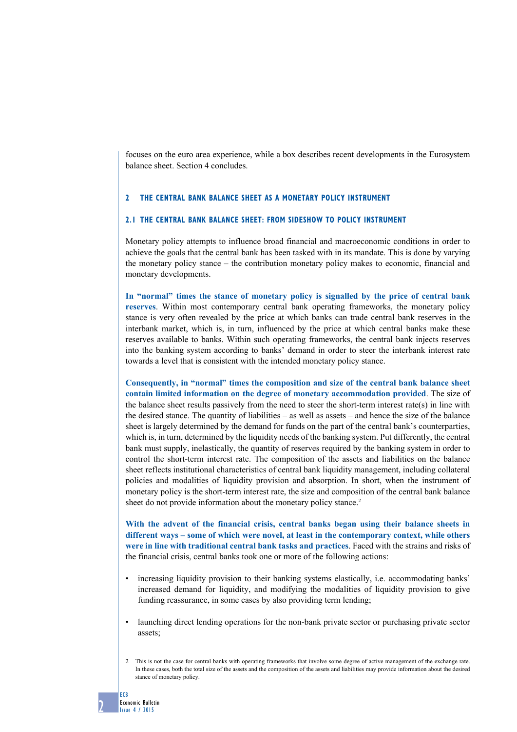focuses on the euro area experience, while a box describes recent developments in the Eurosystem balance sheet. Section 4 concludes.

## 2 THE CENTRAL BANK BALANCE SHEET AS A MONETARY POLICY INSTRUMENT

### 2.1 THE CENTRAL BANK BALANCE SHEET: FROM SIDESHOW TO POLICY INSTRUMENT

Monetary policy attempts to influence broad financial and macroeconomic conditions in order to achieve the goals that the central bank has been tasked with in its mandate. This is done by varying the monetary policy stance – the contribution monetary policy makes to economic, financial and monetary developments.

**In "normal" times the stance of monetary policy is signalled by the price of central bank reserves**. Within most contemporary central bank operating frameworks, the monetary policy stance is very often revealed by the price at which banks can trade central bank reserves in the interbank market, which is, in turn, influenced by the price at which central banks make these reserves available to banks. Within such operating frameworks, the central bank injects reserves into the banking system according to banks' demand in order to steer the interbank interest rate towards a level that is consistent with the intended monetary policy stance.

**Consequently, in "normal" times the composition and size of the central bank balance sheet contain limited information on the degree of monetary accommodation provided**. The size of the balance sheet results passively from the need to steer the short-term interest rate(s) in line with the desired stance. The quantity of liabilities – as well as assets – and hence the size of the balance sheet is largely determined by the demand for funds on the part of the central bank's counterparties, which is, in turn, determined by the liquidity needs of the banking system. Put differently, the central bank must supply, inelastically, the quantity of reserves required by the banking system in order to control the short-term interest rate. The composition of the assets and liabilities on the balance sheet reflects institutional characteristics of central bank liquidity management, including collateral policies and modalities of liquidity provision and absorption. In short, when the instrument of monetary policy is the short-term interest rate, the size and composition of the central bank balance sheet do not provide information about the monetary policy stance.[2]

**With the advent of the financial crisis, central banks began using their balance sheets in different ways – some of which were novel, at least in the contemporary context, while others were in line with traditional central bank tasks and practices**. Faced with the strains and risks of the financial crisis, central banks took one or more of the following actions:

- increasing liquidity provision to their banking systems elastically, i.e. accommodating banks' increased demand for liquidity, and modifying the modalities of liquidity provision to give funding reassurance, in some cases by also providing term lending;
- launching direct lending operations for the non-bank private sector or purchasing private sector assets;

2 This is not the case for central banks with operating frameworks that involve some degree of active management of the exchange rate. In these cases, both the total size of the assets and the composition of the assets and liabilities may provide information about the desired stance of monetary policy.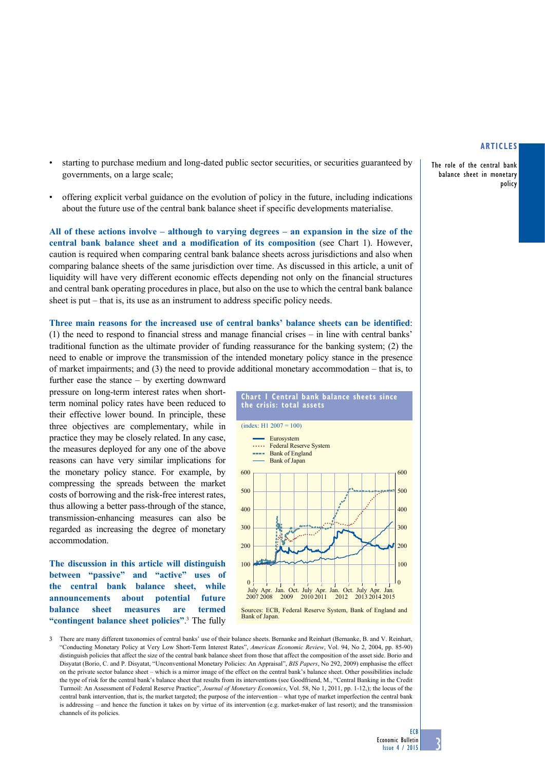- starting to purchase medium and long-dated public sector securities, or securities guaranteed by governments, on a large scale;

- offering explicit verbal guidance on the evolution of policy in the future, including indications about the future use of the central bank balance sheet if specific developments materialise.

**All of these actions involve – although to varying degrees – an expansion in the size of the central bank balance sheet and a modification of its composition** (see Chart 1). However, caution is required when comparing central bank balance sheets across jurisdictions and also when comparing balance sheets of the same jurisdiction over time. As discussed in this article, a unit of liquidity will have very different economic effects depending not only on the financial structures and central bank operating procedures in place, but also on the use to which the central bank balance sheet is put – that is, its use as an instrument to address specific policy needs.

**Three main reasons for the increased use of central banks' balance sheets can be identified**: (1) the need to respond to financial stress and manage financial crises – in line with central banks' traditional function as the ultimate provider of funding reassurance for the banking system; (2) the need to enable or improve the transmission of the intended monetary policy stance in the presence of market impairments; and (3) the need to provide additional monetary accommodation – that is, to further ease the stance – by exerting downward pressure on long-term interest rates when short-term nominal policy rates have been reduced to their effective lower bound. In principle, these three objectives are complementary, while in practice they may be closely related. In any case, the measures deployed for any one of the above reasons can have very similar implications for the monetary policy stance. For example, by compressing the spreads between the market costs of borrowing and the risk-free interest rates, thus allowing a better pass-through of the stance, transmission-enhancing measures can also be regarded as increasing the degree of monetary accommodation.

**Chart 1 Central bank balance sheets since the crisis: total assets**

(index: H1 2007 = 100)

Sources: ECB, Federal Reserve System, Bank of England and Bank of Japan.

**The discussion in this article will distinguish between "passive" and "active" uses of the central bank balance sheet, while announcements about potential future balance sheet measures are termed "contingent balance sheet policies".**[3] The fully

3 There are many different taxonomies of central banks' use of their balance sheets. Bernanke and Reinhart (Bernanke, B. and V. Reinhart, "Conducting Monetary Policy at Very Low Short-Term Interest Rates", *American Economic Review*, Vol. 94, No 2, 2004, pp. 85-90) distinguish policies that affect the size of the central bank balance sheet from those that affect the composition of the asset side. Borio and Disyatat (Borio, C. and P. Disyatat, "Unconventional Monetary Policies: An Appraisal", *BIS Papers*, No 292, 2009) emphasise the effect on the private sector balance sheet – which is a mirror image of the effect on the central bank's balance sheet. Other possibilities include the type of risk for the central bank's balance sheet that results from its interventions (see Goodfriend, M., "Central Banking in the Credit Turmoil: An Assessment of Federal Reserve Practice", *Journal of Monetary Economics*, Vol. 58, No 1, 2011, pp. 1-12,); the locus of the central bank intervention, that is, the market targeted; the purpose of the intervention – what type of market imperfection the central bank is addressing – and hence the function it takes on by virtue of its intervention (e.g. market-maker of last resort); and the transmission channels of its policies.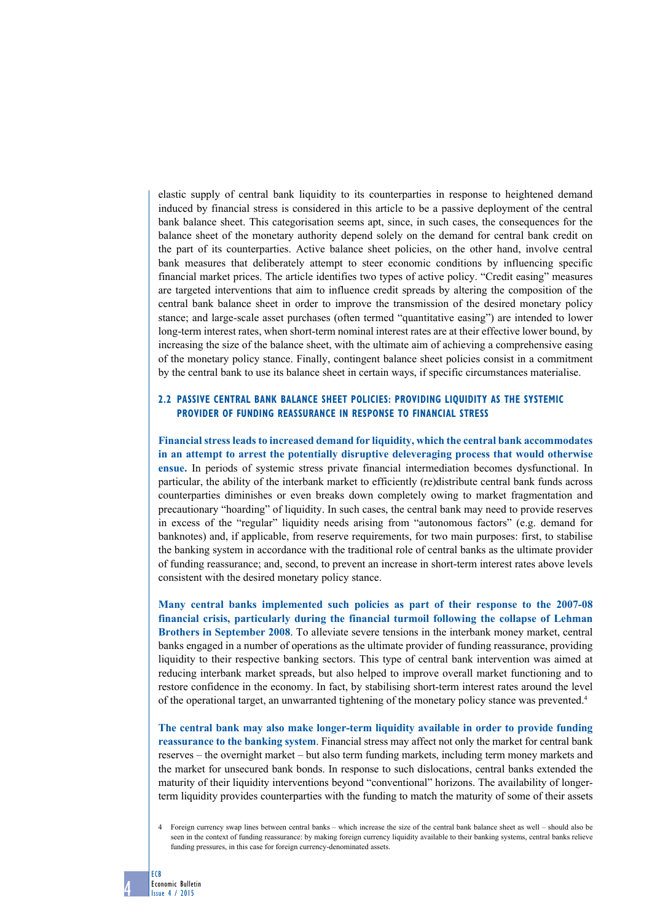elastic supply of central bank liquidity to its counterparties in response to heightened demand induced by financial stress is considered in this article to be a passive deployment of the central bank balance sheet. This categorisation seems apt, since, in such cases, the consequences for the balance sheet of the monetary authority depend solely on the demand for central bank credit on the part of its counterparties. Active balance sheet policies, on the other hand, involve central bank measures that deliberately attempt to steer economic conditions by influencing specific financial market prices. The article identifies two types of active policy. "Credit easing" measures are targeted interventions that aim to influence credit spreads by altering the composition of the central bank balance sheet in order to improve the transmission of the desired monetary policy stance; and large-scale asset purchases (often termed "quantitative easing") are intended to lower long-term interest rates, when short-term nominal interest rates are at their effective lower bound, by increasing the size of the balance sheet, with the ultimate aim of achieving a comprehensive easing of the monetary policy stance. Finally, contingent balance sheet policies consist in a commitment by the central bank to use its balance sheet in certain ways, if specific circumstances materialise.

## 2.2 PASSIVE CENTRAL BANK BALANCE SHEET POLICIES: PROVIDING LIQUIDITY AS THE SYSTEMIC PROVIDER OF FUNDING REASSURANCE IN RESPONSE TO FINANCIAL STRESS

**Financial stress leads to increased demand for liquidity, which the central bank accommodates in an attempt to arrest the potentially disruptive deleveraging process that would otherwise ensue.** In periods of systemic stress private financial intermediation becomes dysfunctional. In particular, the ability of the interbank market to efficiently (re)distribute central bank funds across counterparties diminishes or even breaks down completely owing to market fragmentation and precautionary "hoarding" of liquidity. In such cases, the central bank may need to provide reserves in excess of the "regular" liquidity needs arising from "autonomous factors" (e.g. demand for banknotes) and, if applicable, from reserve requirements, for two main purposes: first, to stabilise the banking system in accordance with the traditional role of central banks as the ultimate provider of funding reassurance; and, second, to prevent an increase in short-term interest rates above levels consistent with the desired monetary policy stance.

**Many central banks implemented such policies as part of their response to the 2007-08 financial crisis, particularly during the financial turmoil following the collapse of Lehman Brothers in September 2008**. To alleviate severe tensions in the interbank money market, central banks engaged in a number of operations as the ultimate provider of funding reassurance, providing liquidity to their respective banking sectors. This type of central bank intervention was aimed at reducing interbank market spreads, but also helped to improve overall market functioning and to restore confidence in the economy. In fact, by stabilising short-term interest rates around the level of the operational target, an unwarranted tightening of the monetary policy stance was prevented.[4]

**The central bank may also make longer-term liquidity available in order to provide funding reassurance to the banking system**. Financial stress may affect not only the market for central bank reserves – the overnight market – but also term funding markets, including term money markets and the market for unsecured bank bonds. In response to such dislocations, central banks extended the maturity of their liquidity interventions beyond "conventional" horizons. The availability of longer-term liquidity provides counterparties with the funding to match the maturity of some of their assets

4 Foreign currency swap lines between central banks – which increase the size of the central bank balance sheet as well – should also be seen in the context of funding reassurance: by making foreign currency liquidity available to their banking systems, central banks relieve funding pressures, in this case for foreign currency-denominated assets.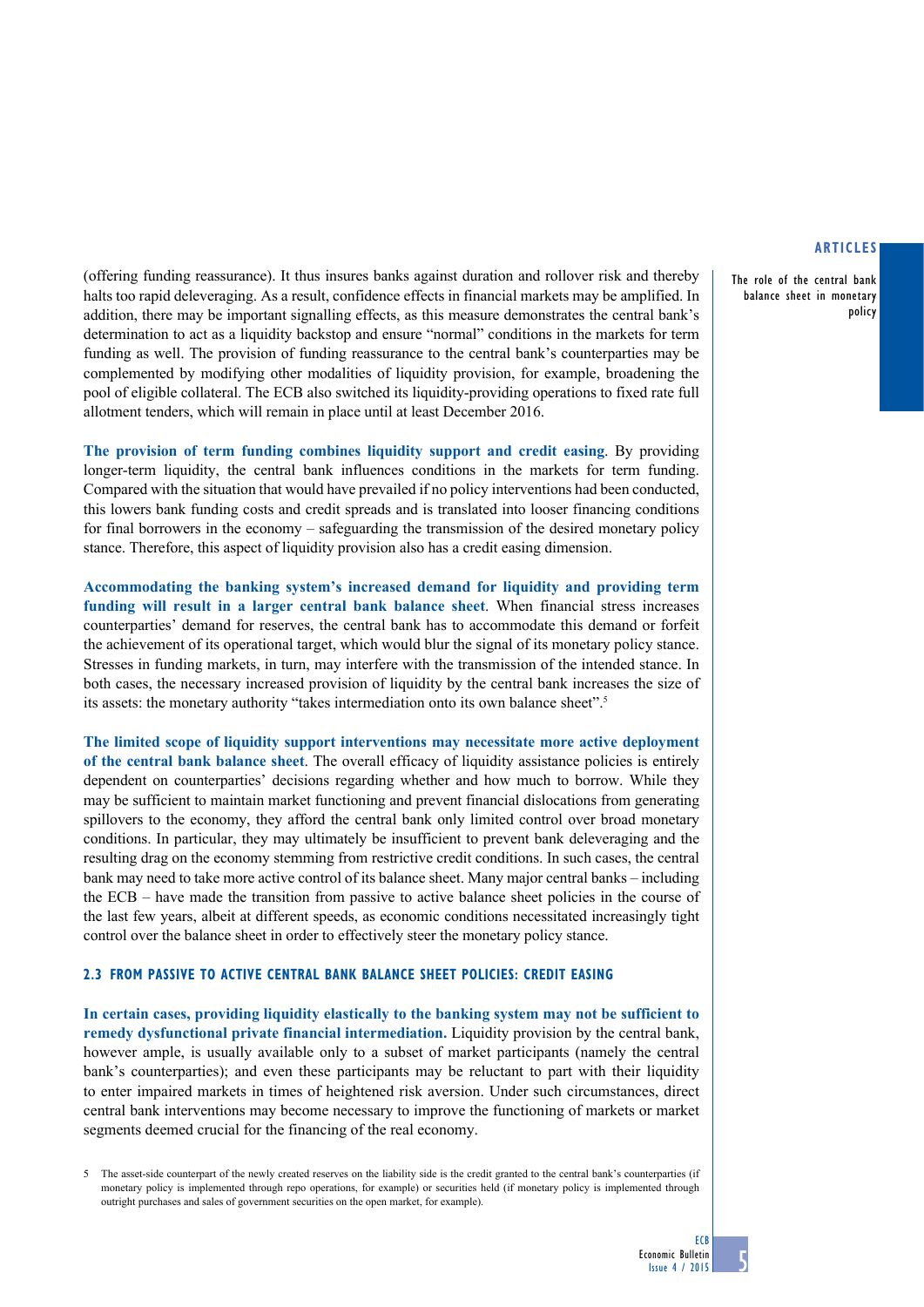(offering funding reassurance). It thus insures banks against duration and rollover risk and thereby halts too rapid deleveraging. As a result, confidence effects in financial markets may be amplified. In addition, there may be important signalling effects, as this measure demonstrates the central bank's determination to act as a liquidity backstop and ensure "normal" conditions in the markets for term funding as well. The provision of funding reassurance to the central bank's counterparties may be complemented by modifying other modalities of liquidity provision, for example, broadening the pool of eligible collateral. The ECB also switched its liquidity-providing operations to fixed rate full allotment tenders, which will remain in place until at least December 2016.

**The provision of term funding combines liquidity support and credit easing**. By providing longer-term liquidity, the central bank influences conditions in the markets for term funding. Compared with the situation that would have prevailed if no policy interventions had been conducted, this lowers bank funding costs and credit spreads and is translated into looser financing conditions for final borrowers in the economy – safeguarding the transmission of the desired monetary policy stance. Therefore, this aspect of liquidity provision also has a credit easing dimension.

**Accommodating the banking system's increased demand for liquidity and providing term funding will result in a larger central bank balance sheet**. When financial stress increases counterparties' demand for reserves, the central bank has to accommodate this demand or forfeit the achievement of its operational target, which would blur the signal of its monetary policy stance. Stresses in funding markets, in turn, may interfere with the transmission of the intended stance. In both cases, the necessary increased provision of liquidity by the central bank increases the size of its assets: the monetary authority "takes intermediation onto its own balance sheet".[5]

**The limited scope of liquidity support interventions may necessitate more active deployment of the central bank balance sheet**. The overall efficacy of liquidity assistance policies is entirely dependent on counterparties' decisions regarding whether and how much to borrow. While they may be sufficient to maintain market functioning and prevent financial dislocations from generating spillovers to the economy, they afford the central bank only limited control over broad monetary conditions. In particular, they may ultimately be insufficient to prevent bank deleveraging and the resulting drag on the economy stemming from restrictive credit conditions. In such cases, the central bank may need to take more active control of its balance sheet. Many major central banks – including the ECB – have made the transition from passive to active balance sheet policies in the course of the last few years, albeit at different speeds, as economic conditions necessitated increasingly tight control over the balance sheet in order to effectively steer the monetary policy stance.

### 2.3 FROM PASSIVE TO ACTIVE CENTRAL BANK BALANCE SHEET POLICIES: CREDIT EASING

**In certain cases, providing liquidity elastically to the banking system may not be sufficient to remedy dysfunctional private financial intermediation.** Liquidity provision by the central bank, however ample, is usually available only to a subset of market participants (namely the central bank's counterparties); and even these participants may be reluctant to part with their liquidity to enter impaired markets in times of heightened risk aversion. Under such circumstances, direct central bank interventions may become necessary to improve the functioning of markets or market segments deemed crucial for the financing of the real economy.

5 The asset-side counterpart of the newly created reserves on the liability side is the credit granted to the central bank's counterparties (if monetary policy is implemented through repo operations, for example) or securities held (if monetary policy is implemented through outright purchases and sales of government securities on the open market, for example).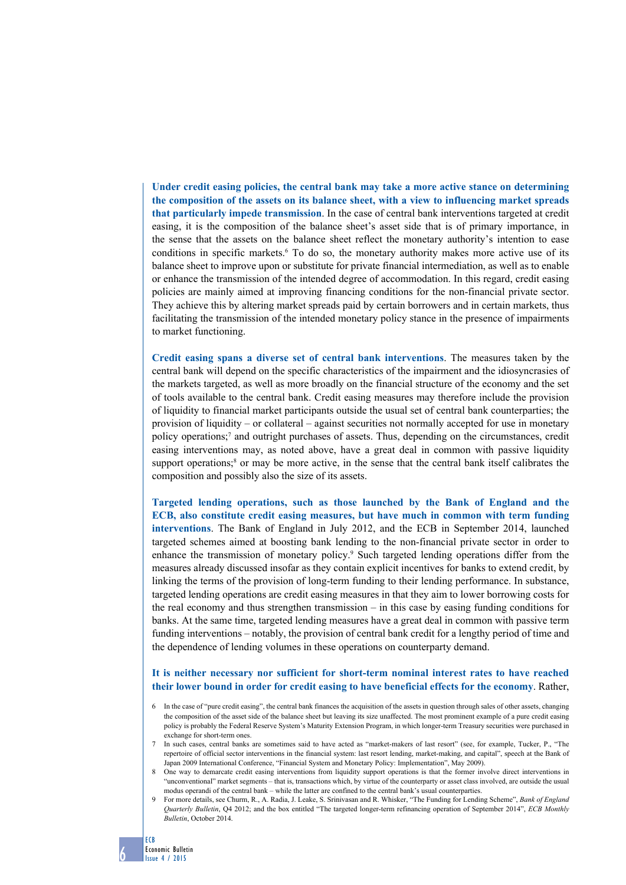**Under credit easing policies, the central bank may take a more active stance on determining the composition of the assets on its balance sheet, with a view to influencing market spreads that particularly impede transmission**. In the case of central bank interventions targeted at credit easing, it is the composition of the balance sheet's asset side that is of primary importance, in the sense that the assets on the balance sheet reflect the monetary authority's intention to ease conditions in specific markets.[6] To do so, the monetary authority makes more active use of its balance sheet to improve upon or substitute for private financial intermediation, as well as to enable or enhance the transmission of the intended degree of accommodation. In this regard, credit easing policies are mainly aimed at improving financing conditions for the non-financial private sector. They achieve this by altering market spreads paid by certain borrowers and in certain markets, thus facilitating the transmission of the intended monetary policy stance in the presence of impairments to market functioning.

**Credit easing spans a diverse set of central bank interventions**. The measures taken by the central bank will depend on the specific characteristics of the impairment and the idiosyncrasies of the markets targeted, as well as more broadly on the financial structure of the economy and the set of tools available to the central bank. Credit easing measures may therefore include the provision of liquidity to financial market participants outside the usual set of central bank counterparties; the provision of liquidity – or collateral – against securities not normally accepted for use in monetary policy operations;[7] and outright purchases of assets. Thus, depending on the circumstances, credit easing interventions may, as noted above, have a great deal in common with passive liquidity support operations;[8] or may be more active, in the sense that the central bank itself calibrates the composition and possibly also the size of its assets.

**Targeted lending operations, such as those launched by the Bank of England and the ECB, also constitute credit easing measures, but have much in common with term funding interventions**. The Bank of England in July 2012, and the ECB in September 2014, launched targeted schemes aimed at boosting bank lending to the non-financial private sector in order to enhance the transmission of monetary policy.[9] Such targeted lending operations differ from the measures already discussed insofar as they contain explicit incentives for banks to extend credit, by linking the terms of the provision of long-term funding to their lending performance. In substance, targeted lending operations are credit easing measures in that they aim to lower borrowing costs for the real economy and thus strengthen transmission – in this case by easing funding conditions for banks. At the same time, targeted lending measures have a great deal in common with passive term funding interventions – notably, the provision of central bank credit for a lengthy period of time and the dependence of lending volumes in these operations on counterparty demand.

**It is neither necessary nor sufficient for short-term nominal interest rates to have reached their lower bound in order for credit easing to have beneficial effects for the economy**. Rather,

6 In the case of "pure credit easing", the central bank finances the acquisition of the assets in question through sales of other assets, changing the composition of the asset side of the balance sheet but leaving its size unaffected. The most prominent example of a pure credit easing policy is probably the Federal Reserve System's Maturity Extension Program, in which longer-term Treasury securities were purchased in exchange for short-term ones.

7 In such cases, central banks are sometimes said to have acted as "market-makers of last resort" (see, for example, Tucker, P., "The repertoire of official sector interventions in the financial system: last resort lending, market-making, and capital", speech at the Bank of Japan 2009 International Conference, "Financial System and Monetary Policy: Implementation", May 2009).

8 One way to demarcate credit easing interventions from liquidity support operations is that the former involve direct interventions in "unconventional" market segments – that is, transactions which, by virtue of the counterparty or asset class involved, are outside the usual modus operandi of the central bank – while the latter are confined to the central bank's usual counterparties.

9 For more details, see Churm, R., A. Radia, J. Leake, S. Srinivasan and R. Whisker, "The Funding for Lending Scheme", *Bank of England Quarterly Bulletin*, Q4 2012; and the box entitled "The targeted longer-term refinancing operation of September 2014", *ECB Monthly Bulletin*, October 2014.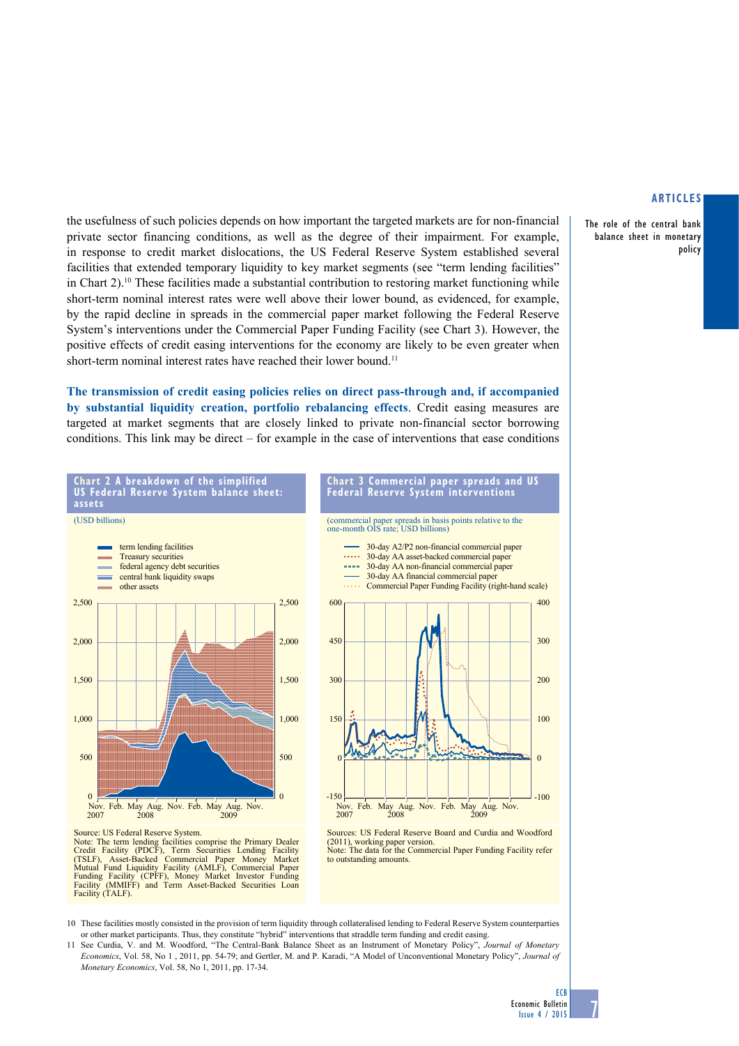the usefulness of such policies depends on how important the targeted markets are for non-financial private sector financing conditions, as well as the degree of their impairment. For example, in response to credit market dislocations, the US Federal Reserve System established several facilities that extended temporary liquidity to key market segments (see "term lending facilities" in Chart 2).[10] These facilities made a substantial contribution to restoring market functioning while short-term nominal interest rates were well above their lower bound, as evidenced, for example, by the rapid decline in spreads in the commercial paper market following the Federal Reserve System's interventions under the Commercial Paper Funding Facility (see Chart 3). However, the positive effects of credit easing interventions for the economy are likely to be even greater when short-term nominal interest rates have reached their lower bound.[11]

**The transmission of credit easing policies relies on direct pass-through and, if accompanied by substantial liquidity creation, portfolio rebalancing effects**. Credit easing measures are targeted at market segments that are closely linked to private non-financial sector borrowing conditions. This link may be direct – for example in the case of interventions that ease conditions

**Chart 2 A breakdown of the simplified US Federal Reserve System balance sheet: assets**

(USD billions)

- term lending facilities
- Treasury securities
- federal agency debt securities
- central bank liquidity swaps
- other assets

Source: US Federal Reserve System.
Note: The term lending facilities comprise the Primary Dealer Credit Facility (PDCF), Term Securities Lending Facility (TSLF), Asset-Backed Commercial Paper Money Market Mutual Fund Liquidity Facility (AMLF), Commercial Paper Funding Facility (CPFF), Money Market Investor Funding Facility (MMIFF) and Term Asset-Backed Securities Loan Facility (TALF).

**Chart 3 Commercial paper spreads and US Federal Reserve System interventions**

(commercial paper spreads in basis points relative to the one-month OIS rate; USD billions)

- 30-day A2/P2 non-financial commercial paper
- 30-day AA asset-backed commercial paper
- 30-day AA non-financial commercial paper
- 30-day AA financial commercial paper
- Commercial Paper Funding Facility (right-hand scale)

Sources: US Federal Reserve Board and Curdia and Woodford (2011), working paper version.
Note: The data for the Commercial Paper Funding Facility refer to outstanding amounts.

10 These facilities mostly consisted in the provision of term liquidity through collateralised lending to Federal Reserve System counterparties or other market participants. Thus, they constitute "hybrid" interventions that straddle term funding and credit easing.

11 See Curdia, V. and M. Woodford, "The Central-Bank Balance Sheet as an Instrument of Monetary Policy", *Journal of Monetary Economics*, Vol. 58, No 1 , 2011, pp. 54-79; and Gertler, M. and P. Karadi, "A Model of Unconventional Monetary Policy", *Journal of Monetary Economics*, Vol. 58, No 1, 2011, pp. 17-34.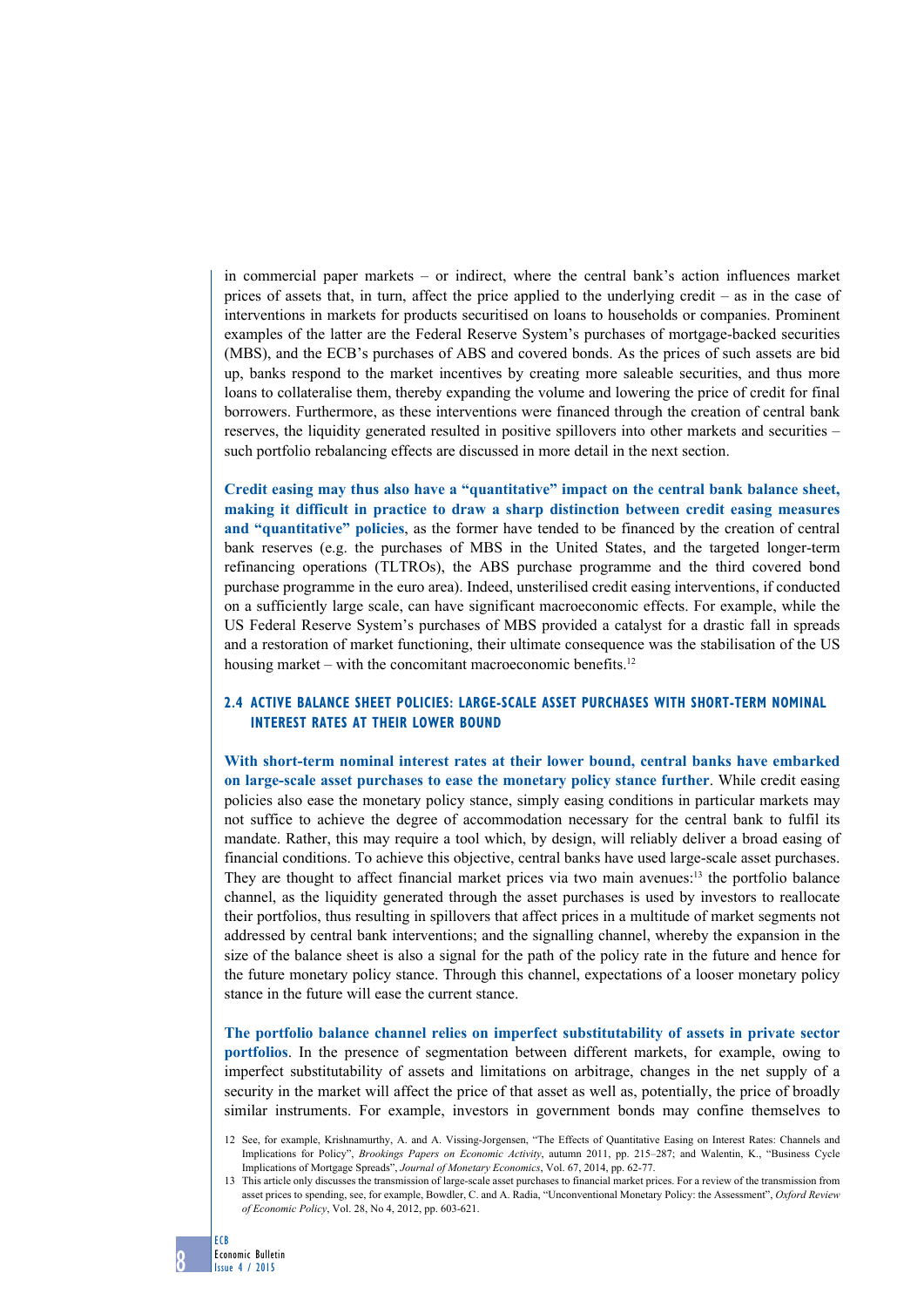in commercial paper markets – or indirect, where the central bank's action influences market prices of assets that, in turn, affect the price applied to the underlying credit – as in the case of interventions in markets for products securitised on loans to households or companies. Prominent examples of the latter are the Federal Reserve System's purchases of mortgage-backed securities (MBS), and the ECB's purchases of ABS and covered bonds. As the prices of such assets are bid up, banks respond to the market incentives by creating more saleable securities, and thus more loans to collateralise them, thereby expanding the volume and lowering the price of credit for final borrowers. Furthermore, as these interventions were financed through the creation of central bank reserves, the liquidity generated resulted in positive spillovers into other markets and securities – such portfolio rebalancing effects are discussed in more detail in the next section.

**Credit easing may thus also have a "quantitative" impact on the central bank balance sheet, making it difficult in practice to draw a sharp distinction between credit easing measures and "quantitative" policies**, as the former have tended to be financed by the creation of central bank reserves (e.g. the purchases of MBS in the United States, and the targeted longer-term refinancing operations (TLTROs), the ABS purchase programme and the third covered bond purchase programme in the euro area). Indeed, unsterilised credit easing interventions, if conducted on a sufficiently large scale, can have significant macroeconomic effects. For example, while the US Federal Reserve System's purchases of MBS provided a catalyst for a drastic fall in spreads and a restoration of market functioning, their ultimate consequence was the stabilisation of the US housing market – with the concomitant macroeconomic benefits.[12]

### 2.4 ACTIVE BALANCE SHEET POLICIES: LARGE-SCALE ASSET PURCHASES WITH SHORT-TERM NOMINAL INTEREST RATES AT THEIR LOWER BOUND

**With short-term nominal interest rates at their lower bound, central banks have embarked on large-scale asset purchases to ease the monetary policy stance further**. While credit easing policies also ease the monetary policy stance, simply easing conditions in particular markets may not suffice to achieve the degree of accommodation necessary for the central bank to fulfil its mandate. Rather, this may require a tool which, by design, will reliably deliver a broad easing of financial conditions. To achieve this objective, central banks have used large-scale asset purchases. They are thought to affect financial market prices via two main avenues:[13] the portfolio balance channel, as the liquidity generated through the asset purchases is used by investors to reallocate their portfolios, thus resulting in spillovers that affect prices in a multitude of market segments not addressed by central bank interventions; and the signalling channel, whereby the expansion in the size of the balance sheet is also a signal for the path of the policy rate in the future and hence for the future monetary policy stance. Through this channel, expectations of a looser monetary policy stance in the future will ease the current stance.

**The portfolio balance channel relies on imperfect substitutability of assets in private sector portfolios**. In the presence of segmentation between different markets, for example, owing to imperfect substitutability of assets and limitations on arbitrage, changes in the net supply of a security in the market will affect the price of that asset as well as, potentially, the price of broadly similar instruments. For example, investors in government bonds may confine themselves to

12 See, for example, Krishnamurthy, A. and A. Vissing-Jorgensen, "The Effects of Quantitative Easing on Interest Rates: Channels and Implications for Policy", *Brookings Papers on Economic Activity*, autumn 2011, pp. 215–287; and Walentin, K., "Business Cycle Implications of Mortgage Spreads", *Journal of Monetary Economics*, Vol. 67, 2014, pp. 62-77.

13 This article only discusses the transmission of large-scale asset purchases to financial market prices. For a review of the transmission from asset prices to spending, see, for example, Bowdler, C. and A. Radia, "Unconventional Monetary Policy: the Assessment", *Oxford Review of Economic Policy*, Vol. 28, No 4, 2012, pp. 603-621.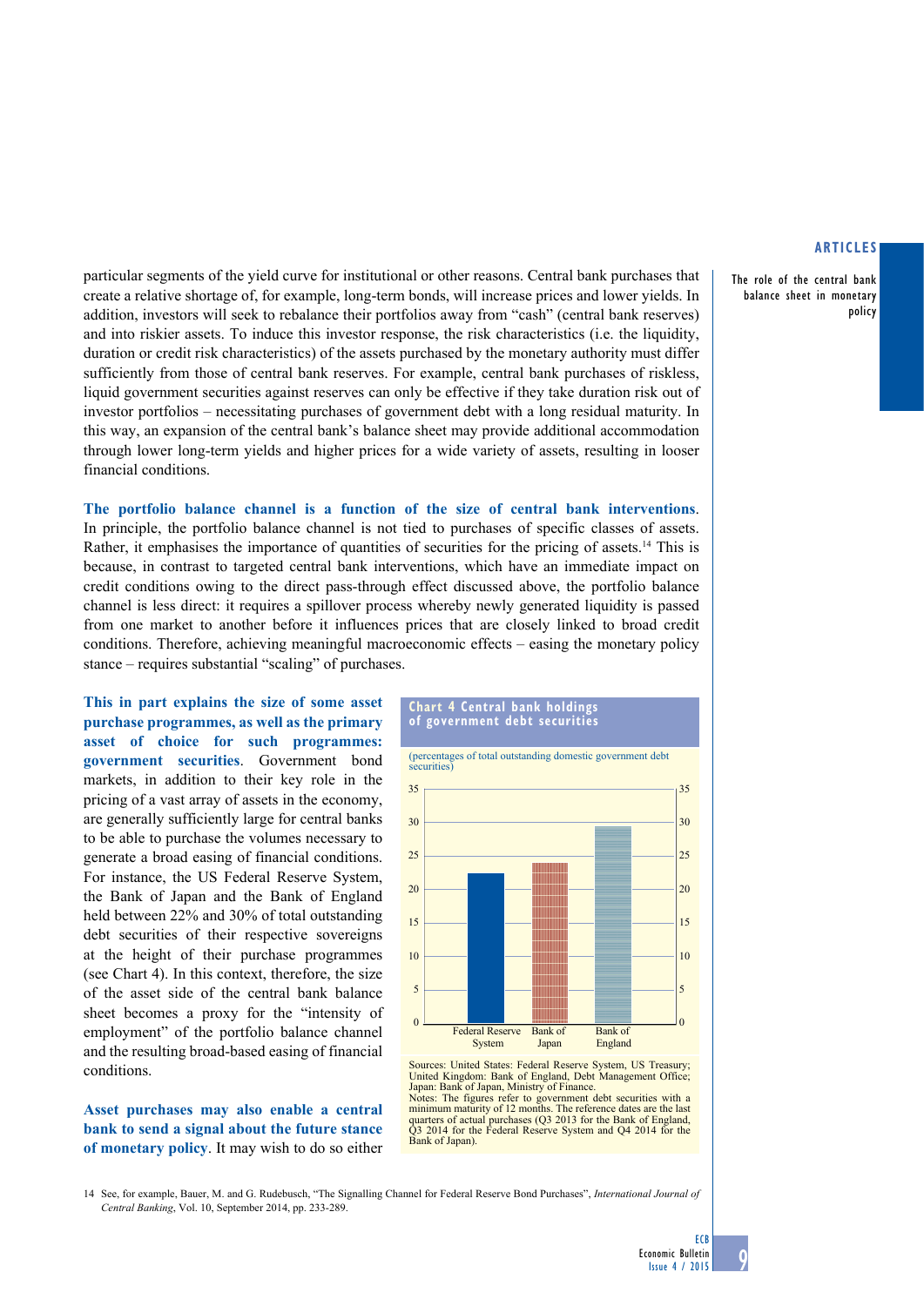particular segments of the yield curve for institutional or other reasons. Central bank purchases that create a relative shortage of, for example, long-term bonds, will increase prices and lower yields. In addition, investors will seek to rebalance their portfolios away from "cash" (central bank reserves) and into riskier assets. To induce this investor response, the risk characteristics (i.e. the liquidity, duration or credit risk characteristics) of the assets purchased by the monetary authority must differ sufficiently from those of central bank reserves. For example, central bank purchases of riskless, liquid government securities against reserves can only be effective if they take duration risk out of investor portfolios – necessitating purchases of government debt with a long residual maturity. In this way, an expansion of the central bank's balance sheet may provide additional accommodation through lower long-term yields and higher prices for a wide variety of assets, resulting in looser financial conditions.

**The portfolio balance channel is a function of the size of central bank interventions.** In principle, the portfolio balance channel is not tied to purchases of specific classes of assets. Rather, it emphasises the importance of quantities of securities for the pricing of assets.[14] This is because, in contrast to targeted central bank interventions, which have an immediate impact on credit conditions owing to the direct pass-through effect discussed above, the portfolio balance channel is less direct: it requires a spillover process whereby newly generated liquidity is passed from one market to another before it influences prices that are closely linked to broad credit conditions. Therefore, achieving meaningful macroeconomic effects – easing the monetary policy stance – requires substantial "scaling" of purchases.

**This in part explains the size of some asset purchase programmes, as well as the primary asset of choice for such programmes: government securities.** Government bond markets, in addition to their key role in the pricing of a vast array of assets in the economy, are generally sufficiently large for central banks to be able to purchase the volumes necessary to generate a broad easing of financial conditions. For instance, the US Federal Reserve System, the Bank of Japan and the Bank of England held between 22% and 30% of total outstanding debt securities of their respective sovereigns at the height of their purchase programmes (see Chart 4). In this context, therefore, the size of the asset side of the central bank balance sheet becomes a proxy for the "intensity of employment" of the portfolio balance channel and the resulting broad-based easing of financial conditions.

**Chart 4 Central bank holdings of government debt securities**

(percentages of total outstanding domestic government debt securities)

Sources: United States: Federal Reserve System, US Treasury; United Kingdom: Bank of England, Debt Management Office; Japan: Bank of Japan, Ministry of Finance.
Notes: The figures refer to government debt securities with a minimum maturity of 12 months. The reference dates are the last quarters of actual purchases (Q3 2013 for the Bank of England, Q3 2014 for the Federal Reserve System and Q4 2014 for the Bank of Japan).

**Asset purchases may also enable a central bank to send a signal about the future stance of monetary policy.** It may wish to do so either

14 See, for example, Bauer, M. and G. Rudebusch, "The Signalling Channel for Federal Reserve Bond Purchases", *International Journal of Central Banking*, Vol. 10, September 2014, pp. 233-289.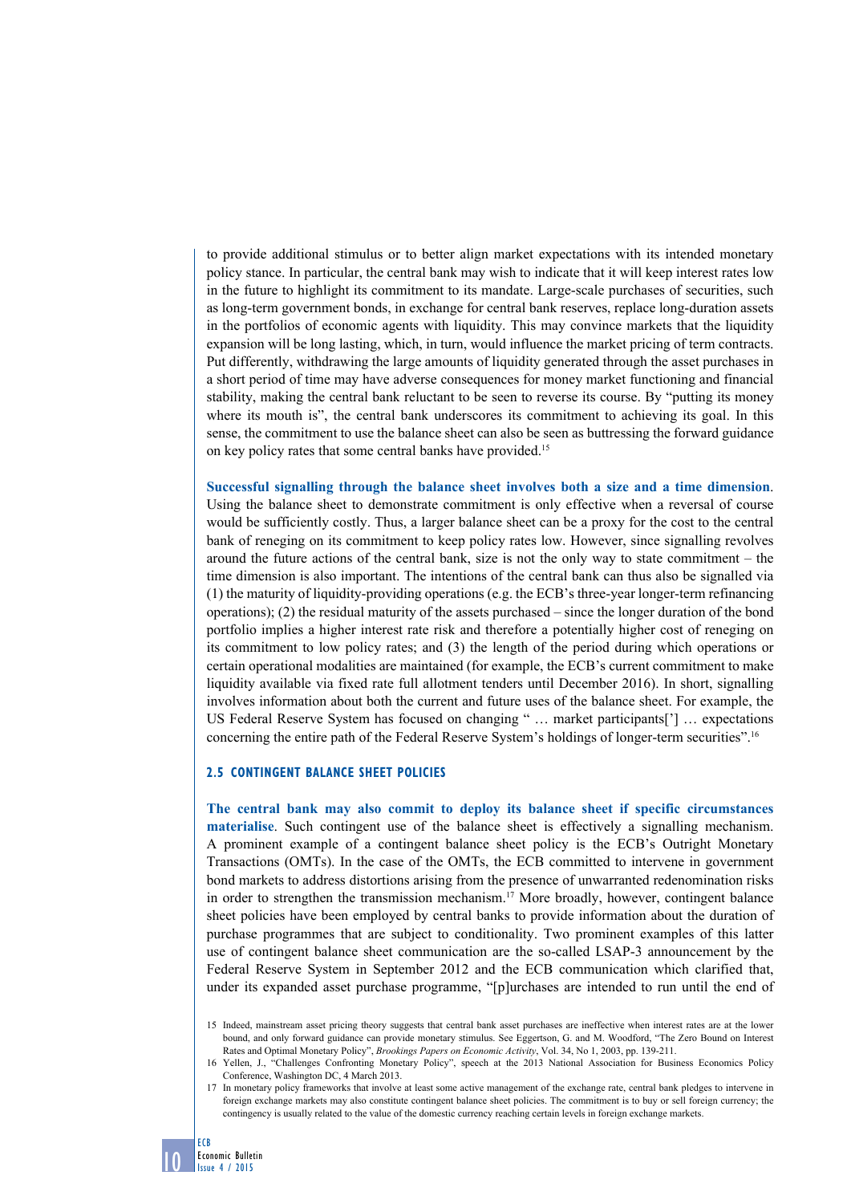to provide additional stimulus or to better align market expectations with its intended monetary policy stance. In particular, the central bank may wish to indicate that it will keep interest rates low in the future to highlight its commitment to its mandate. Large-scale purchases of securities, such as long-term government bonds, in exchange for central bank reserves, replace long-duration assets in the portfolios of economic agents with liquidity. This may convince markets that the liquidity expansion will be long lasting, which, in turn, would influence the market pricing of term contracts. Put differently, withdrawing the large amounts of liquidity generated through the asset purchases in a short period of time may have adverse consequences for money market functioning and financial stability, making the central bank reluctant to be seen to reverse its course. By "putting its money where its mouth is", the central bank underscores its commitment to achieving its goal. In this sense, the commitment to use the balance sheet can also be seen as buttressing the forward guidance on key policy rates that some central banks have provided.[15]

**Successful signalling through the balance sheet involves both a size and a time dimension**. Using the balance sheet to demonstrate commitment is only effective when a reversal of course would be sufficiently costly. Thus, a larger balance sheet can be a proxy for the cost to the central bank of reneging on its commitment to keep policy rates low. However, since signalling revolves around the future actions of the central bank, size is not the only way to state commitment – the time dimension is also important. The intentions of the central bank can thus also be signalled via (1) the maturity of liquidity-providing operations (e.g. the ECB's three-year longer-term refinancing operations); (2) the residual maturity of the assets purchased – since the longer duration of the bond portfolio implies a higher interest rate risk and therefore a potentially higher cost of reneging on its commitment to low policy rates; and (3) the length of the period during which operations or certain operational modalities are maintained (for example, the ECB's current commitment to make liquidity available via fixed rate full allotment tenders until December 2016). In short, signalling involves information about both the current and future uses of the balance sheet. For example, the US Federal Reserve System has focused on changing " … market participants['] … expectations concerning the entire path of the Federal Reserve System's holdings of longer-term securities".[16]

### 2.5 CONTINGENT BALANCE SHEET POLICIES

**The central bank may also commit to deploy its balance sheet if specific circumstances materialise**. Such contingent use of the balance sheet is effectively a signalling mechanism. A prominent example of a contingent balance sheet policy is the ECB's Outright Monetary Transactions (OMTs). In the case of the OMTs, the ECB committed to intervene in government bond markets to address distortions arising from the presence of unwarranted redenomination risks in order to strengthen the transmission mechanism.[17] More broadly, however, contingent balance sheet policies have been employed by central banks to provide information about the duration of purchase programmes that are subject to conditionality. Two prominent examples of this latter use of contingent balance sheet communication are the so-called LSAP-3 announcement by the Federal Reserve System in September 2012 and the ECB communication which clarified that, under its expanded asset purchase programme, "[p]urchases are intended to run until the end of

15 Indeed, mainstream asset pricing theory suggests that central bank asset purchases are ineffective when interest rates are at the lower bound, and only forward guidance can provide monetary stimulus. See Eggertson, G. and M. Woodford, "The Zero Bound on Interest Rates and Optimal Monetary Policy", *Brookings Papers on Economic Activity*, Vol. 34, No 1, 2003, pp. 139-211.

16 Yellen, J., "Challenges Confronting Monetary Policy", speech at the 2013 National Association for Business Economics Policy Conference, Washington DC, 4 March 2013.

17 In monetary policy frameworks that involve at least some active management of the exchange rate, central bank pledges to intervene in foreign exchange markets may also constitute contingent balance sheet policies. The commitment is to buy or sell foreign currency; the contingency is usually related to the value of the domestic currency reaching certain levels in foreign exchange markets.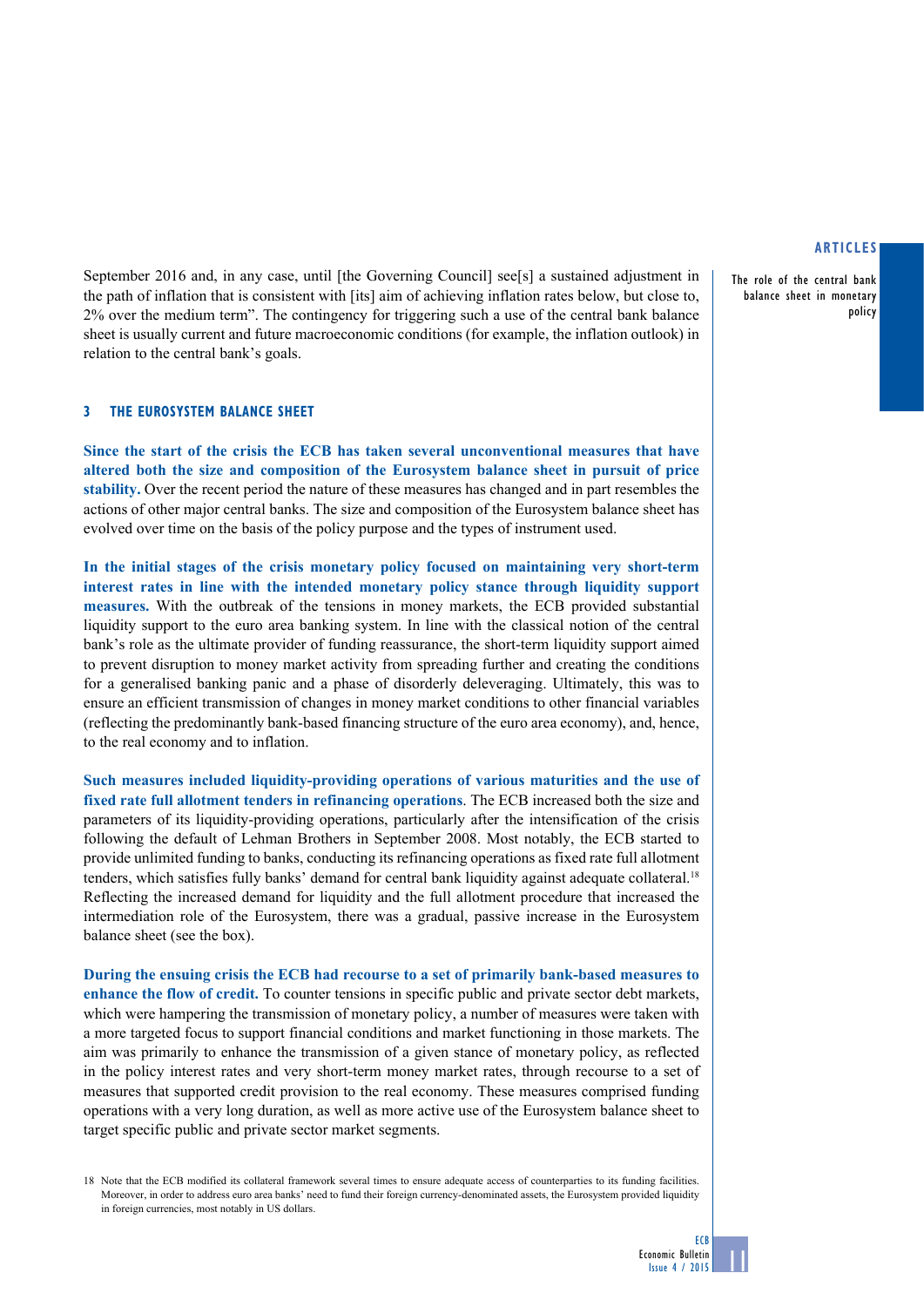September 2016 and, in any case, until [the Governing Council] see[s] a sustained adjustment in the path of inflation that is consistent with [its] aim of achieving inflation rates below, but close to, 2% over the medium term". The contingency for triggering such a use of the central bank balance sheet is usually current and future macroeconomic conditions (for example, the inflation outlook) in relation to the central bank's goals.

## 3 THE EUROSYSTEM BALANCE SHEET

**Since the start of the crisis the ECB has taken several unconventional measures that have altered both the size and composition of the Eurosystem balance sheet in pursuit of price stability.** Over the recent period the nature of these measures has changed and in part resembles the actions of other major central banks. The size and composition of the Eurosystem balance sheet has evolved over time on the basis of the policy purpose and the types of instrument used.

**In the initial stages of the crisis monetary policy focused on maintaining very short-term interest rates in line with the intended monetary policy stance through liquidity support measures.** With the outbreak of the tensions in money markets, the ECB provided substantial liquidity support to the euro area banking system. In line with the classical notion of the central bank's role as the ultimate provider of funding reassurance, the short-term liquidity support aimed to prevent disruption to money market activity from spreading further and creating the conditions for a generalised banking panic and a phase of disorderly deleveraging. Ultimately, this was to ensure an efficient transmission of changes in money market conditions to other financial variables (reflecting the predominantly bank-based financing structure of the euro area economy), and, hence, to the real economy and to inflation.

**Such measures included liquidity-providing operations of various maturities and the use of fixed rate full allotment tenders in refinancing operations**. The ECB increased both the size and parameters of its liquidity-providing operations, particularly after the intensification of the crisis following the default of Lehman Brothers in September 2008. Most notably, the ECB started to provide unlimited funding to banks, conducting its refinancing operations as fixed rate full allotment tenders, which satisfies fully banks' demand for central bank liquidity against adequate collateral.[18] Reflecting the increased demand for liquidity and the full allotment procedure that increased the intermediation role of the Eurosystem, there was a gradual, passive increase in the Eurosystem balance sheet (see the box).

**During the ensuing crisis the ECB had recourse to a set of primarily bank-based measures to enhance the flow of credit.** To counter tensions in specific public and private sector debt markets, which were hampering the transmission of monetary policy, a number of measures were taken with a more targeted focus to support financial conditions and market functioning in those markets. The aim was primarily to enhance the transmission of a given stance of monetary policy, as reflected in the policy interest rates and very short-term money market rates, through recourse to a set of measures that supported credit provision to the real economy. These measures comprised funding operations with a very long duration, as well as more active use of the Eurosystem balance sheet to target specific public and private sector market segments.

18 Note that the ECB modified its collateral framework several times to ensure adequate access of counterparties to its funding facilities. Moreover, in order to address euro area banks' need to fund their foreign currency-denominated assets, the Eurosystem provided liquidity in foreign currencies, most notably in US dollars.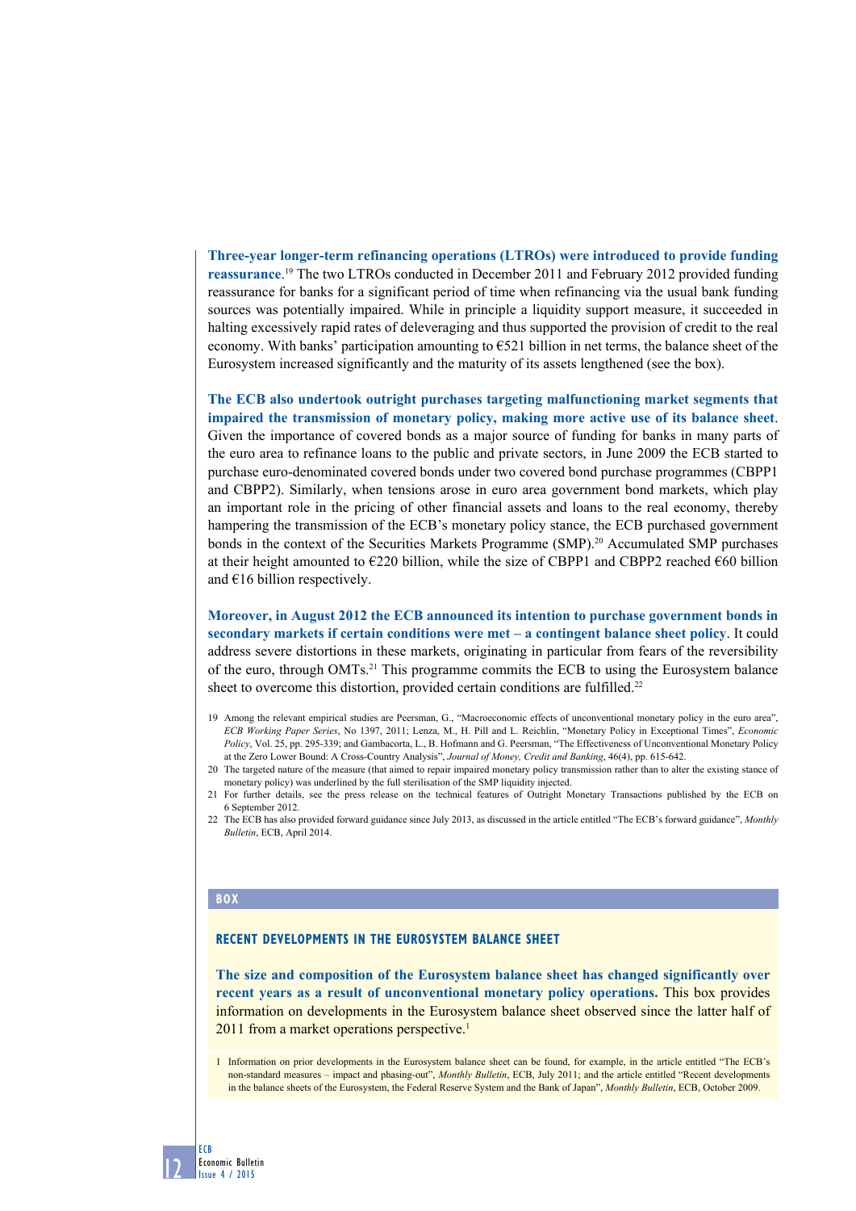**Three-year longer-term refinancing operations (LTROs) were introduced to provide funding reassurance.**[19] The two LTROs conducted in December 2011 and February 2012 provided funding reassurance for banks for a significant period of time when refinancing via the usual bank funding sources was potentially impaired. While in principle a liquidity support measure, it succeeded in halting excessively rapid rates of deleveraging and thus supported the provision of credit to the real economy. With banks' participation amounting to €521 billion in net terms, the balance sheet of the Eurosystem increased significantly and the maturity of its assets lengthened (see the box).

**The ECB also undertook outright purchases targeting malfunctioning market segments that impaired the transmission of monetary policy, making more active use of its balance sheet.** Given the importance of covered bonds as a major source of funding for banks in many parts of the euro area to refinance loans to the public and private sectors, in June 2009 the ECB started to purchase euro-denominated covered bonds under two covered bond purchase programmes (CBPP1 and CBPP2). Similarly, when tensions arose in euro area government bond markets, which play an important role in the pricing of other financial assets and loans to the real economy, thereby hampering the transmission of the ECB's monetary policy stance, the ECB purchased government bonds in the context of the Securities Markets Programme (SMP).[20] Accumulated SMP purchases at their height amounted to €220 billion, while the size of CBPP1 and CBPP2 reached €60 billion and €16 billion respectively.

**Moreover, in August 2012 the ECB announced its intention to purchase government bonds in secondary markets if certain conditions were met – a contingent balance sheet policy.** It could address severe distortions in these markets, originating in particular from fears of the reversibility of the euro, through OMTs.[21] This programme commits the ECB to using the Eurosystem balance sheet to overcome this distortion, provided certain conditions are fulfilled.[22]

19 Among the relevant empirical studies are Peersman, G., "Macroeconomic effects of unconventional monetary policy in the euro area", *ECB Working Paper Series*, No 1397, 2011; Lenza, M., H. Pill and L. Reichlin, "Monetary Policy in Exceptional Times", *Economic Policy*, Vol. 25, pp. 295-339; and Gambacorta, L., B. Hofmann and G. Peersman, "The Effectiveness of Unconventional Monetary Policy at the Zero Lower Bound: A Cross-Country Analysis", *Journal of Money, Credit and Banking*, 46(4), pp. 615-642.

20 The targeted nature of the measure (that aimed to repair impaired monetary policy transmission rather than to alter the existing stance of monetary policy) was underlined by the full sterilisation of the SMP liquidity injected.

21 For further details, see the press release on the technical features of Outright Monetary Transactions published by the ECB on 6 September 2012.

22 The ECB has also provided forward guidance since July 2013, as discussed in the article entitled "The ECB's forward guidance", *Monthly Bulletin*, ECB, April 2014.

## BOX

### RECENT DEVELOPMENTS IN THE EUROSYSTEM BALANCE SHEET

**The size and composition of the Eurosystem balance sheet has changed significantly over recent years as a result of unconventional monetary policy operations.** This box provides information on developments in the Eurosystem balance sheet observed since the latter half of 2011 from a market operations perspective.[1]

1 Information on prior developments in the Eurosystem balance sheet can be found, for example, in the article entitled "The ECB's non-standard measures – impact and phasing-out", *Monthly Bulletin*, ECB, July 2011; and the article entitled "Recent developments in the balance sheets of the Eurosystem, the Federal Reserve System and the Bank of Japan", *Monthly Bulletin*, ECB, October 2009.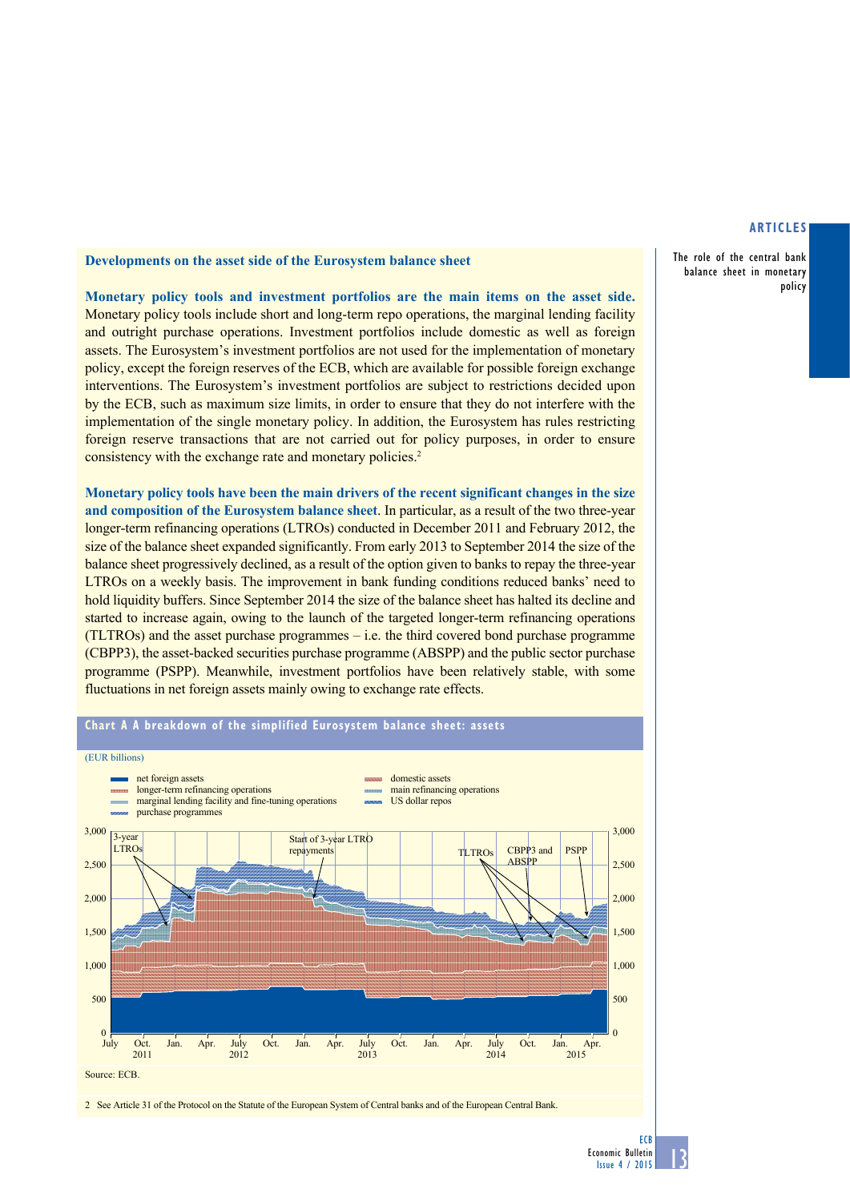### Developments on the asset side of the Eurosystem balance sheet

**Monetary policy tools and investment portfolios are the main items on the asset side.** Monetary policy tools include short and long-term repo operations, the marginal lending facility and outright purchase operations. Investment portfolios include domestic as well as foreign assets. The Eurosystem's investment portfolios are not used for the implementation of monetary policy, except the foreign reserves of the ECB, which are available for possible foreign exchange interventions. The Eurosystem's investment portfolios are subject to restrictions decided upon by the ECB, such as maximum size limits, in order to ensure that they do not interfere with the implementation of the single monetary policy. In addition, the Eurosystem has rules restricting foreign reserve transactions that are not carried out for policy purposes, in order to ensure consistency with the exchange rate and monetary policies.[2]

**Monetary policy tools have been the main drivers of the recent significant changes in the size and composition of the Eurosystem balance sheet**. In particular, as a result of the two three-year longer-term refinancing operations (LTROs) conducted in December 2011 and February 2012, the size of the balance sheet expanded significantly. From early 2013 to September 2014 the size of the balance sheet progressively declined, as a result of the option given to banks to repay the three-year LTROs on a weekly basis. The improvement in bank funding conditions reduced banks' need to hold liquidity buffers. Since September 2014 the size of the balance sheet has halted its decline and started to increase again, owing to the launch of the targeted longer-term refinancing operations (TLTROs) and the asset purchase programmes – i.e. the third covered bond purchase programme (CBPP3), the asset-backed securities purchase programme (ABSPP) and the public sector purchase programme (PSPP). Meanwhile, investment portfolios have been relatively stable, with some fluctuations in net foreign assets mainly owing to exchange rate effects.

**Chart A A breakdown of the simplified Eurosystem balance sheet: assets**

(EUR billions)

Source: ECB.

2 See Article 31 of the Protocol on the Statute of the European System of Central banks and of the European Central Bank.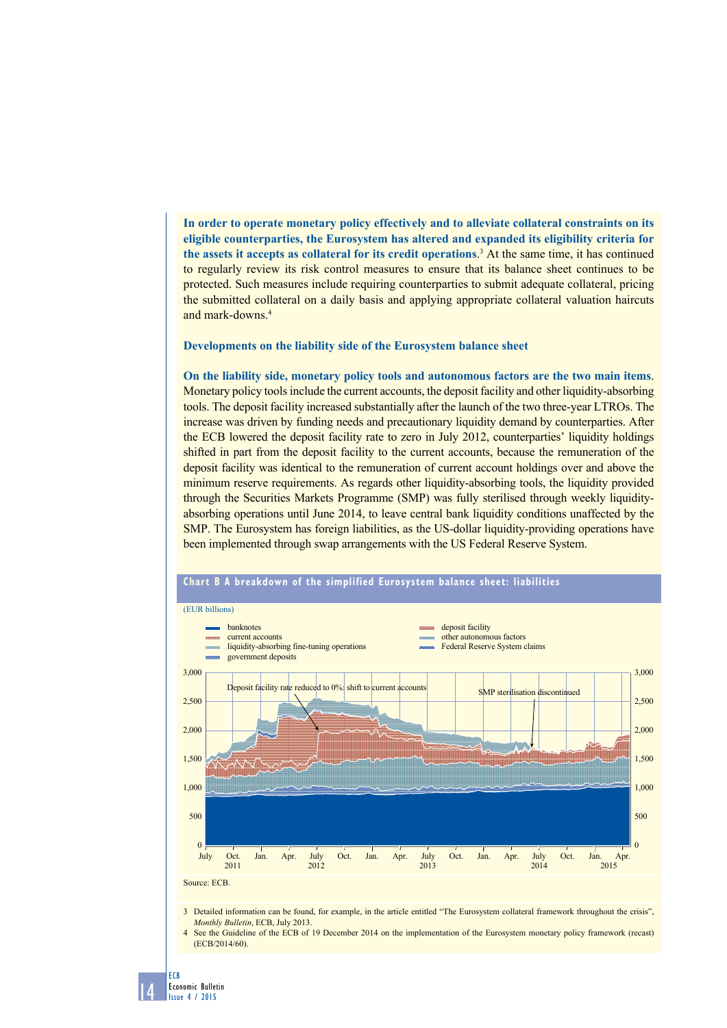**In order to operate monetary policy effectively and to alleviate collateral constraints on its eligible counterparties, the Eurosystem has altered and expanded its eligibility criteria for the assets it accepts as collateral for its credit operations.**[3] At the same time, it has continued to regularly review its risk control measures to ensure that its balance sheet continues to be protected. Such measures include requiring counterparties to submit adequate collateral, pricing the submitted collateral on a daily basis and applying appropriate collateral valuation haircuts and mark-downs.[4]

### Developments on the liability side of the Eurosystem balance sheet

**On the liability side, monetary policy tools and autonomous factors are the two main items.** Monetary policy tools include the current accounts, the deposit facility and other liquidity-absorbing tools. The deposit facility increased substantially after the launch of the two three-year LTROs. The increase was driven by funding needs and precautionary liquidity demand by counterparties. After the ECB lowered the deposit facility rate to zero in July 2012, counterparties' liquidity holdings shifted in part from the deposit facility to the current accounts, because the remuneration of the deposit facility was identical to the remuneration of current account holdings over and above the minimum reserve requirements. As regards other liquidity-absorbing tools, the liquidity provided through the Securities Markets Programme (SMP) was fully sterilised through weekly liquidity-absorbing operations until June 2014, to leave central bank liquidity conditions unaffected by the SMP. The Eurosystem has foreign liabilities, as the US-dollar liquidity-providing operations have been implemented through swap arrangements with the US Federal Reserve System.

**Chart B A breakdown of the simplified Eurosystem balance sheet: liabilities**

(EUR billions)

Legend: banknotes; current accounts; liquidity-absorbing fine-tuning operations; government deposits; deposit facility; other autonomous factors; Federal Reserve System claims

Annotations: Deposit facility rate reduced to 0%: shift to current accounts; SMP sterilisation discontinued

Source: ECB.

3 Detailed information can be found, for example, in the article entitled "The Eurosystem collateral framework throughout the crisis", *Monthly Bulletin*, ECB, July 2013.

4 See the Guideline of the ECB of 19 December 2014 on the implementation of the Eurosystem monetary policy framework (recast) (ECB/2014/60).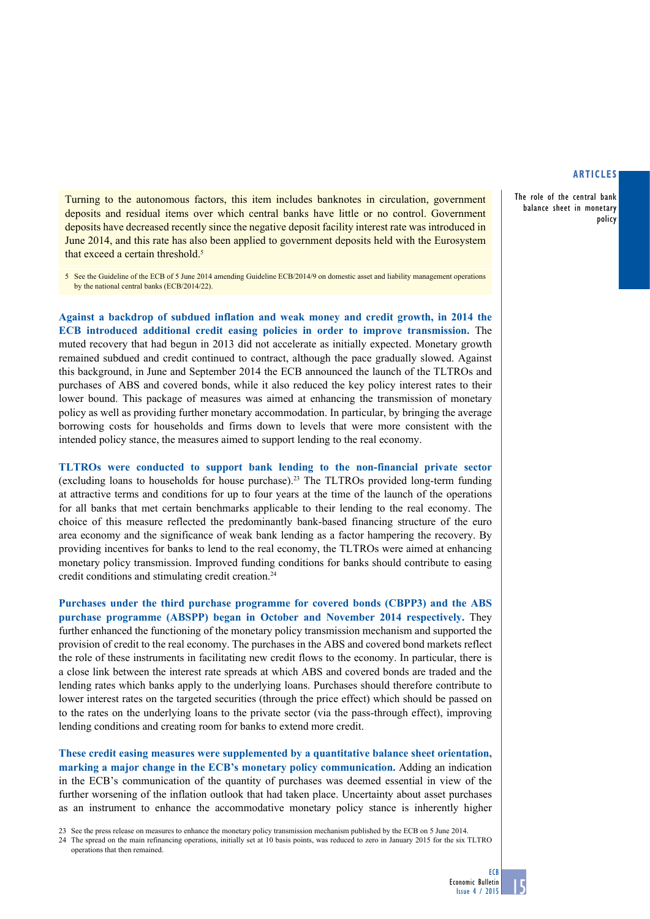Turning to the autonomous factors, this item includes banknotes in circulation, government deposits and residual items over which central banks have little or no control. Government deposits have decreased recently since the negative deposit facility interest rate was introduced in June 2014, and this rate has also been applied to government deposits held with the Eurosystem that exceed a certain threshold.[5]

5 See the Guideline of the ECB of 5 June 2014 amending Guideline ECB/2014/9 on domestic asset and liability management operations by the national central banks (ECB/2014/22).

**Against a backdrop of subdued inflation and weak money and credit growth, in 2014 the ECB introduced additional credit easing policies in order to improve transmission.** The muted recovery that had begun in 2013 did not accelerate as initially expected. Monetary growth remained subdued and credit continued to contract, although the pace gradually slowed. Against this background, in June and September 2014 the ECB announced the launch of the TLTROs and purchases of ABS and covered bonds, while it also reduced the key policy interest rates to their lower bound. This package of measures was aimed at enhancing the transmission of monetary policy as well as providing further monetary accommodation. In particular, by bringing the average borrowing costs for households and firms down to levels that were more consistent with the intended policy stance, the measures aimed to support lending to the real economy.

**TLTROs were conducted to support bank lending to the non-financial private sector** (excluding loans to households for house purchase).[23] The TLTROs provided long-term funding at attractive terms and conditions for up to four years at the time of the launch of the operations for all banks that met certain benchmarks applicable to their lending to the real economy. The choice of this measure reflected the predominantly bank-based financing structure of the euro area economy and the significance of weak bank lending as a factor hampering the recovery. By providing incentives for banks to lend to the real economy, the TLTROs were aimed at enhancing monetary policy transmission. Improved funding conditions for banks should contribute to easing credit conditions and stimulating credit creation.[24]

**Purchases under the third purchase programme for covered bonds (CBPP3) and the ABS purchase programme (ABSPP) began in October and November 2014 respectively.** They further enhanced the functioning of the monetary policy transmission mechanism and supported the provision of credit to the real economy. The purchases in the ABS and covered bond markets reflect the role of these instruments in facilitating new credit flows to the economy. In particular, there is a close link between the interest rate spreads at which ABS and covered bonds are traded and the lending rates which banks apply to the underlying loans. Purchases should therefore contribute to lower interest rates on the targeted securities (through the price effect) which should be passed on to the rates on the underlying loans to the private sector (via the pass-through effect), improving lending conditions and creating room for banks to extend more credit.

**These credit easing measures were supplemented by a quantitative balance sheet orientation, marking a major change in the ECB's monetary policy communication.** Adding an indication in the ECB's communication of the quantity of purchases was deemed essential in view of the further worsening of the inflation outlook that had taken place. Uncertainty about asset purchases as an instrument to enhance the accommodative monetary policy stance is inherently higher

23 See the press release on measures to enhance the monetary policy transmission mechanism published by the ECB on 5 June 2014.

24 The spread on the main refinancing operations, initially set at 10 basis points, was reduced to zero in January 2015 for the six TLTRO operations that then remained.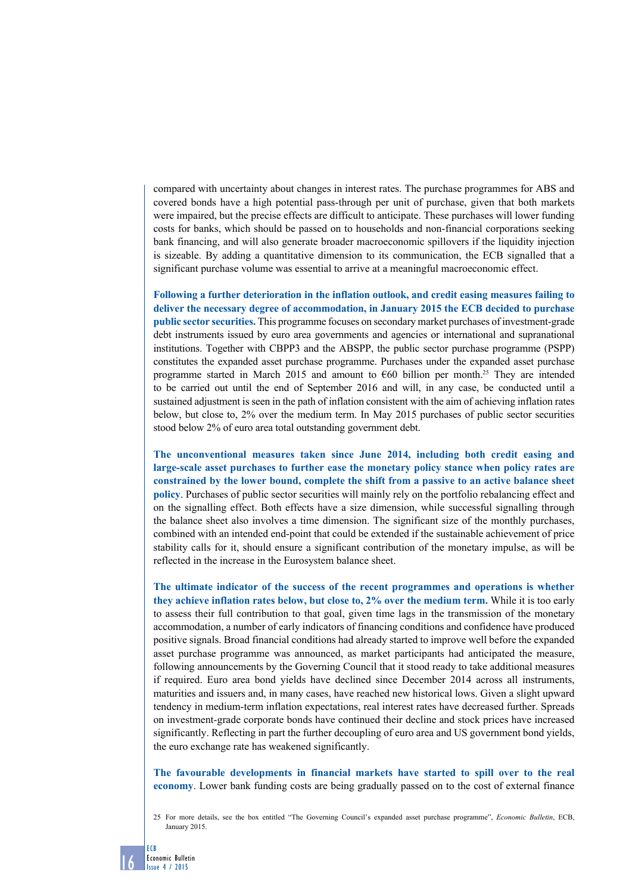compared with uncertainty about changes in interest rates. The purchase programmes for ABS and covered bonds have a high potential pass-through per unit of purchase, given that both markets were impaired, but the precise effects are difficult to anticipate. These purchases will lower funding costs for banks, which should be passed on to households and non-financial corporations seeking bank financing, and will also generate broader macroeconomic spillovers if the liquidity injection is sizeable. By adding a quantitative dimension to its communication, the ECB signalled that a significant purchase volume was essential to arrive at a meaningful macroeconomic effect.

**Following a further deterioration in the inflation outlook, and credit easing measures failing to deliver the necessary degree of accommodation, in January 2015 the ECB decided to purchase public sector securities.** This programme focuses on secondary market purchases of investment-grade debt instruments issued by euro area governments and agencies or international and supranational institutions. Together with CBPP3 and the ABSPP, the public sector purchase programme (PSPP) constitutes the expanded asset purchase programme. Purchases under the expanded asset purchase programme started in March 2015 and amount to €60 billion per month.[25] They are intended to be carried out until the end of September 2016 and will, in any case, be conducted until a sustained adjustment is seen in the path of inflation consistent with the aim of achieving inflation rates below, but close to, 2% over the medium term. In May 2015 purchases of public sector securities stood below 2% of euro area total outstanding government debt.

**The unconventional measures taken since June 2014, including both credit easing and large-scale asset purchases to further ease the monetary policy stance when policy rates are constrained by the lower bound, complete the shift from a passive to an active balance sheet policy**. Purchases of public sector securities will mainly rely on the portfolio rebalancing effect and on the signalling effect. Both effects have a size dimension, while successful signalling through the balance sheet also involves a time dimension. The significant size of the monthly purchases, combined with an intended end-point that could be extended if the sustainable achievement of price stability calls for it, should ensure a significant contribution of the monetary impulse, as will be reflected in the increase in the Eurosystem balance sheet.

**The ultimate indicator of the success of the recent programmes and operations is whether they achieve inflation rates below, but close to, 2% over the medium term.** While it is too early to assess their full contribution to that goal, given time lags in the transmission of the monetary accommodation, a number of early indicators of financing conditions and confidence have produced positive signals. Broad financial conditions had already started to improve well before the expanded asset purchase programme was announced, as market participants had anticipated the measure, following announcements by the Governing Council that it stood ready to take additional measures if required. Euro area bond yields have declined since December 2014 across all instruments, maturities and issuers and, in many cases, have reached new historical lows. Given a slight upward tendency in medium-term inflation expectations, real interest rates have decreased further. Spreads on investment-grade corporate bonds have continued their decline and stock prices have increased significantly. Reflecting in part the further decoupling of euro area and US government bond yields, the euro exchange rate has weakened significantly.

**The favourable developments in financial markets have started to spill over to the real economy**. Lower bank funding costs are being gradually passed on to the cost of external finance

25 For more details, see the box entitled "The Governing Council's expanded asset purchase programme", *Economic Bulletin*, ECB, January 2015.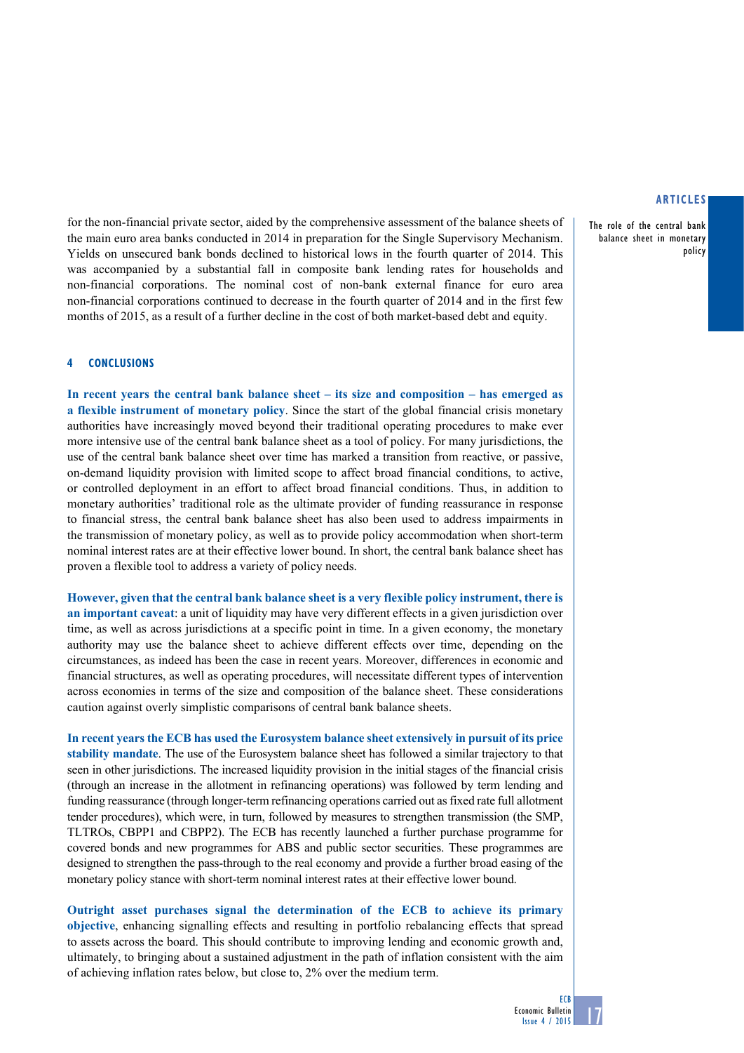for the non-financial private sector, aided by the comprehensive assessment of the balance sheets of the main euro area banks conducted in 2014 in preparation for the Single Supervisory Mechanism. Yields on unsecured bank bonds declined to historical lows in the fourth quarter of 2014. This was accompanied by a substantial fall in composite bank lending rates for households and non-financial corporations. The nominal cost of non-bank external finance for euro area non-financial corporations continued to decrease in the fourth quarter of 2014 and in the first few months of 2015, as a result of a further decline in the cost of both market-based debt and equity.

## 4 CONCLUSIONS

**In recent years the central bank balance sheet – its size and composition – has emerged as a flexible instrument of monetary policy**. Since the start of the global financial crisis monetary authorities have increasingly moved beyond their traditional operating procedures to make ever more intensive use of the central bank balance sheet as a tool of policy. For many jurisdictions, the use of the central bank balance sheet over time has marked a transition from reactive, or passive, on-demand liquidity provision with limited scope to affect broad financial conditions, to active, or controlled deployment in an effort to affect broad financial conditions. Thus, in addition to monetary authorities' traditional role as the ultimate provider of funding reassurance in response to financial stress, the central bank balance sheet has also been used to address impairments in the transmission of monetary policy, as well as to provide policy accommodation when short-term nominal interest rates are at their effective lower bound. In short, the central bank balance sheet has proven a flexible tool to address a variety of policy needs.

**However, given that the central bank balance sheet is a very flexible policy instrument, there is an important caveat**: a unit of liquidity may have very different effects in a given jurisdiction over time, as well as across jurisdictions at a specific point in time. In a given economy, the monetary authority may use the balance sheet to achieve different effects over time, depending on the circumstances, as indeed has been the case in recent years. Moreover, differences in economic and financial structures, as well as operating procedures, will necessitate different types of intervention across economies in terms of the size and composition of the balance sheet. These considerations caution against overly simplistic comparisons of central bank balance sheets.

**In recent years the ECB has used the Eurosystem balance sheet extensively in pursuit of its price stability mandate**. The use of the Eurosystem balance sheet has followed a similar trajectory to that seen in other jurisdictions. The increased liquidity provision in the initial stages of the financial crisis (through an increase in the allotment in refinancing operations) was followed by term lending and funding reassurance (through longer-term refinancing operations carried out as fixed rate full allotment tender procedures), which were, in turn, followed by measures to strengthen transmission (the SMP, TLTROs, CBPP1 and CBPP2). The ECB has recently launched a further purchase programme for covered bonds and new programmes for ABS and public sector securities. These programmes are designed to strengthen the pass-through to the real economy and provide a further broad easing of the monetary policy stance with short-term nominal interest rates at their effective lower bound.

**Outright asset purchases signal the determination of the ECB to achieve its primary objective**, enhancing signalling effects and resulting in portfolio rebalancing effects that spread to assets across the board. This should contribute to improving lending and economic growth and, ultimately, to bringing about a sustained adjustment in the path of inflation consistent with the aim of achieving inflation rates below, but close to, 2% over the medium term.